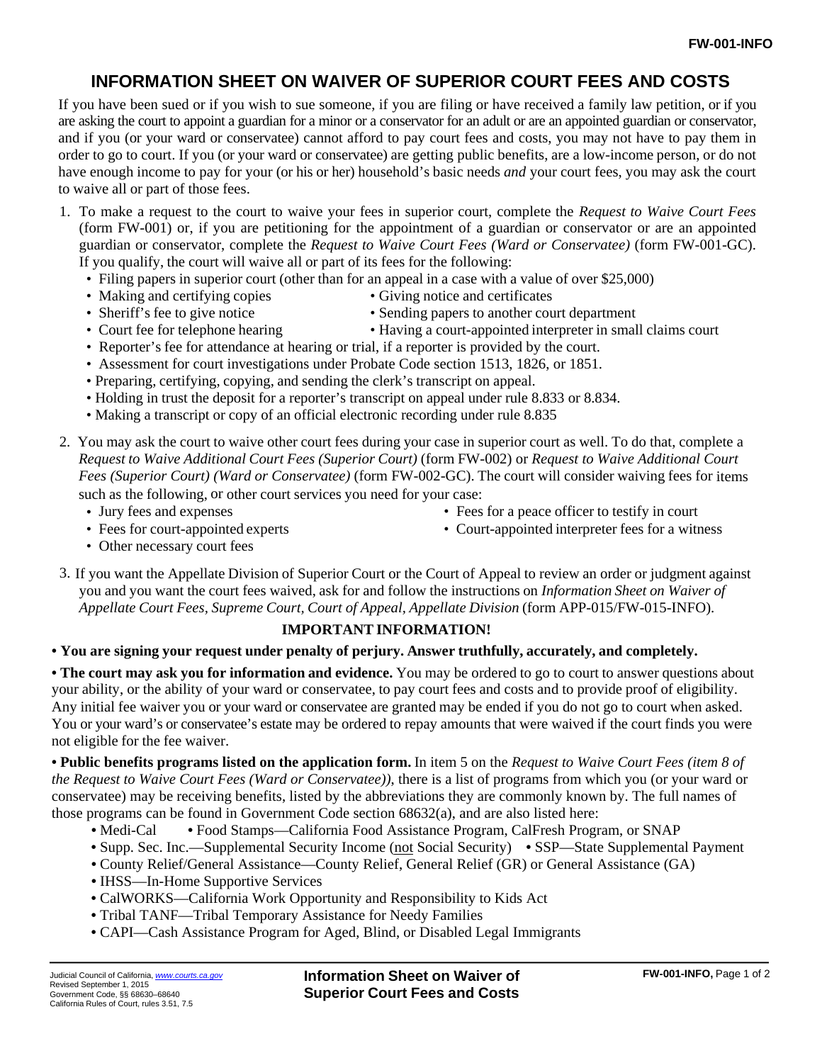FW-001-INFO

# INFORMATION SHEET ON WAIVER OF SUPERIOR COURT FEES AND COSTS

If you have been sued or if you wish to sue someone, if you are filing or have received a family law petition, or if you are asking the court to appoint a guardian for a minor or a conservator for an adult or are an appointed guardian or conservator, and if you (or your ward or conservatee) cannot afford to pay court fees and costs, you may not have to pay them in order to go to court. If you (or your ward or conservatee) are getting public benefits, are a low-income person, or do not have enough income to pay for your (or his or her) household's basic needs *and* your court fees, you may ask the court to waive all or part of those fees.

1. To make a request to the court to waive your fees in superior court, complete the *Request to Waive Court Fees* (form FW-001) or, if you are petitioning for the appointment of a guardian or conservator or are an appointed guardian or conservator, complete the *Request to Waive Court Fees (Ward or Conservatee)* (form FW-001-GC). If you qualify, the court will waive all or part of its fees for the following:
   - Filing papers in superior court (other than for an appeal in a case with a value of over $25,000)
   - Making and certifying copies
   - Giving notice and certificates
   - Sheriff's fee to give notice
   - Sending papers to another court department
   - Court fee for telephone hearing
   - Having a court-appointed interpreter in small claims court
   - Reporter's fee for attendance at hearing or trial, if a reporter is provided by the court.
   - Assessment for court investigations under Probate Code section 1513, 1826, or 1851.
   - Preparing, certifying, copying, and sending the clerk's transcript on appeal.
   - Holding in trust the deposit for a reporter's transcript on appeal under rule 8.833 or 8.834.
   - Making a transcript or copy of an official electronic recording under rule 8.835

2. You may ask the court to waive other court fees during your case in superior court as well. To do that, complete a *Request to Waive Additional Court Fees (Superior Court)* (form FW-002) or *Request to Waive Additional Court Fees (Superior Court) (Ward or Conservatee)* (form FW-002-GC). The court will consider waiving fees for items such as the following, or other court services you need for your case:
   - Jury fees and expenses
   - Fees for a peace officer to testify in court
   - Fees for court-appointed experts
   - Court-appointed interpreter fees for a witness
   - Other necessary court fees

3. If you want the Appellate Division of Superior Court or the Court of Appeal to review an order or judgment against you and you want the court fees waived, ask for and follow the instructions on *Information Sheet on Waiver of Appellate Court Fees, Supreme Court, Court of Appeal, Appellate Division* (form APP-015/FW-015-INFO).

## IMPORTANT INFORMATION!

- **You are signing your request under penalty of perjury. Answer truthfully, accurately, and completely.**

- **The court may ask you for information and evidence.** You may be ordered to go to court to answer questions about your ability, or the ability of your ward or conservatee, to pay court fees and costs and to provide proof of eligibility. Any initial fee waiver you or your ward or conservatee are granted may be ended if you do not go to court when asked. You or your ward's or conservatee's estate may be ordered to repay amounts that were waived if the court finds you were not eligible for the fee waiver.

- **Public benefits programs listed on the application form.** In item 5 on the *Request to Waive Court Fees (item 8 of the Request to Waive Court Fees (Ward or Conservatee))*, there is a list of programs from which you (or your ward or conservatee) may be receiving benefits, listed by the abbreviations they are commonly known by. The full names of those programs can be found in Government Code section 68632(a), and are also listed here:
  - Medi-Cal
  - Food Stamps—California Food Assistance Program, CalFresh Program, or SNAP
  - Supp. Sec. Inc.—Supplemental Security Income (not Social Security)
  - SSP—State Supplemental Payment
  - County Relief/General Assistance—County Relief, General Relief (GR) or General Assistance (GA)
  - IHSS—In-Home Supportive Services
  - CalWORKS—California Work Opportunity and Responsibility to Kids Act
  - Tribal TANF—Tribal Temporary Assistance for Needy Families
  - CAPI—Cash Assistance Program for Aged, Blind, or Disabled Legal Immigrants

Judicial Council of California, www.courts.ca.gov
Revised September 1, 2015
Government Code, §§ 68630–68640
California Rules of Court, rules 3.51, 7.5

**Information Sheet on Waiver of Superior Court Fees and Costs**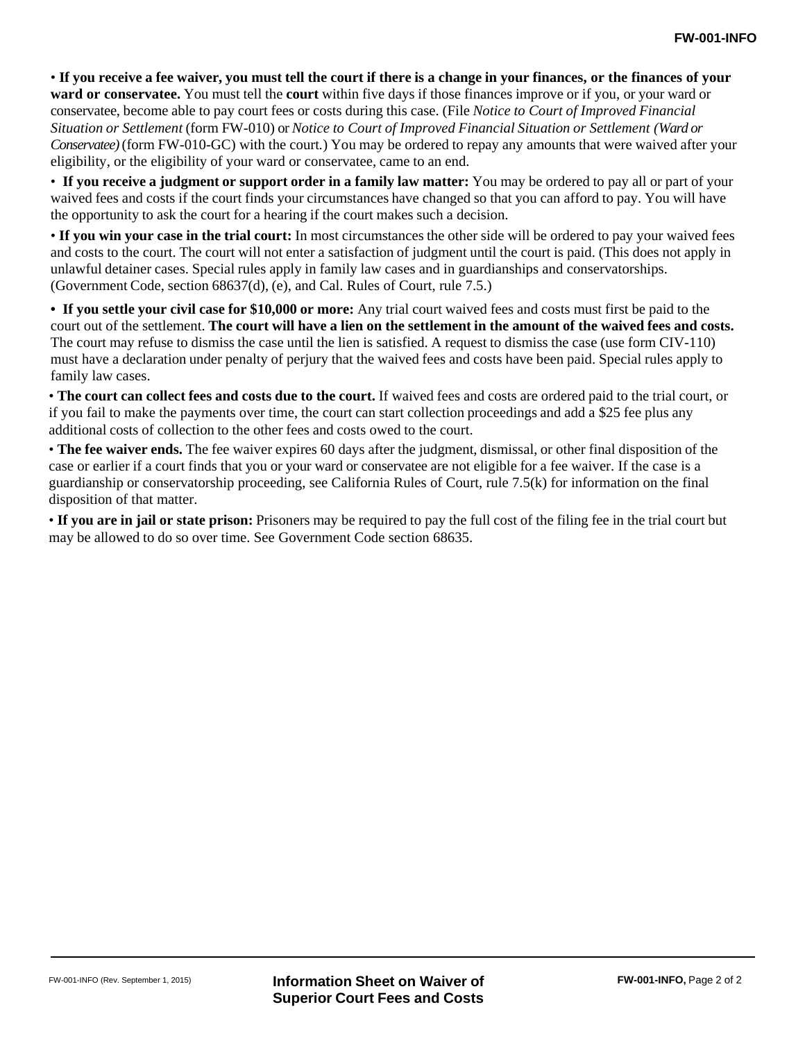- **If you receive a fee waiver, you must tell the court if there is a change in your finances, or the finances of your ward or conservatee.** You must tell the **court** within five days if those finances improve or if you, or your ward or conservatee, become able to pay court fees or costs during this case. (File *Notice to Court of Improved Financial Situation or Settlement* (form FW-010) or *Notice to Court of Improved Financial Situation or Settlement (Ward or Conservatee)* (form FW-010-GC) with the court.) You may be ordered to repay any amounts that were waived after your eligibility, or the eligibility of your ward or conservatee, came to an end.

- **If you receive a judgment or support order in a family law matter:** You may be ordered to pay all or part of your waived fees and costs if the court finds your circumstances have changed so that you can afford to pay. You will have the opportunity to ask the court for a hearing if the court makes such a decision.

- **If you win your case in the trial court:** In most circumstances the other side will be ordered to pay your waived fees and costs to the court. The court will not enter a satisfaction of judgment until the court is paid. (This does not apply in unlawful detainer cases. Special rules apply in family law cases and in guardianships and conservatorships. (Government Code, section 68637(d), (e), and Cal. Rules of Court, rule 7.5.)

- **If you settle your civil case for $10,000 or more:** Any trial court waived fees and costs must first be paid to the court out of the settlement. **The court will have a lien on the settlement in the amount of the waived fees and costs.** The court may refuse to dismiss the case until the lien is satisfied. A request to dismiss the case (use form CIV-110) must have a declaration under penalty of perjury that the waived fees and costs have been paid. Special rules apply to family law cases.

- **The court can collect fees and costs due to the court.** If waived fees and costs are ordered paid to the trial court, or if you fail to make the payments over time, the court can start collection proceedings and add a $25 fee plus any additional costs of collection to the other fees and costs owed to the court.

- **The fee waiver ends.** The fee waiver expires 60 days after the judgment, dismissal, or other final disposition of the case or earlier if a court finds that you or your ward or conservatee are not eligible for a fee waiver. If the case is a guardianship or conservatorship proceeding, see California Rules of Court, rule 7.5(k) for information on the final disposition of that matter.

- **If you are in jail or state prison:** Prisoners may be required to pay the full cost of the filing fee in the trial court but may be allowed to do so over time. See Government Code section 68635.